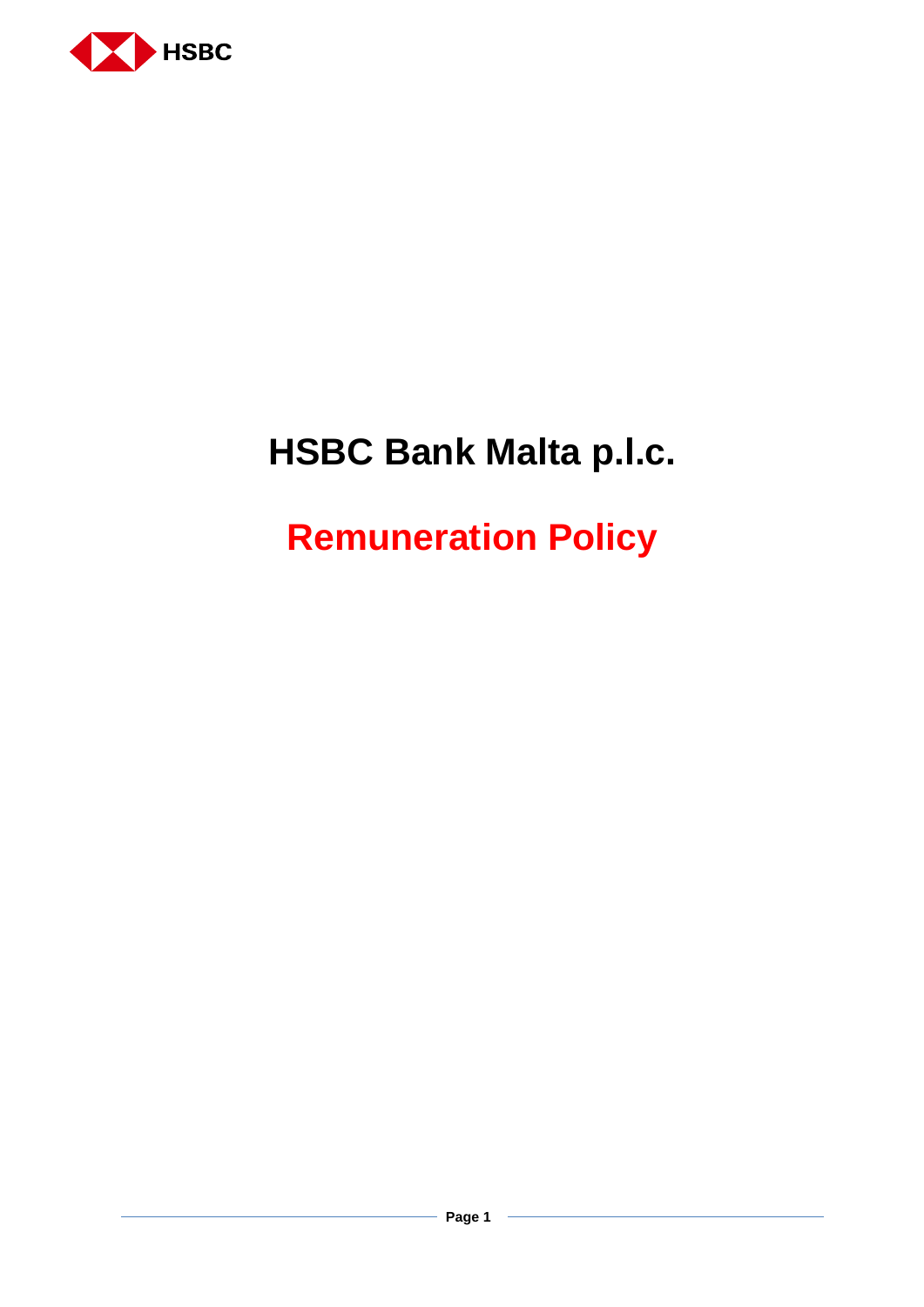# HSBC Bank Malta p.l.c.

# Remuneration Policy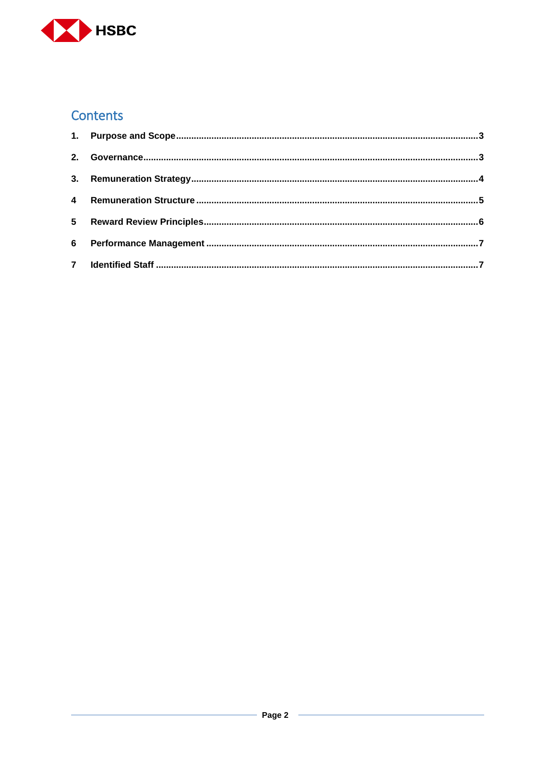## Contents

1. **Purpose and Scope** .......... 3
2. **Governance** .......... 3
3. **Remuneration Strategy** .......... 4
4. **Remuneration Structure** .......... 5
5. **Reward Review Principles** .......... 6
6. **Performance Management** .......... 7
7. **Identified Staff** .......... 7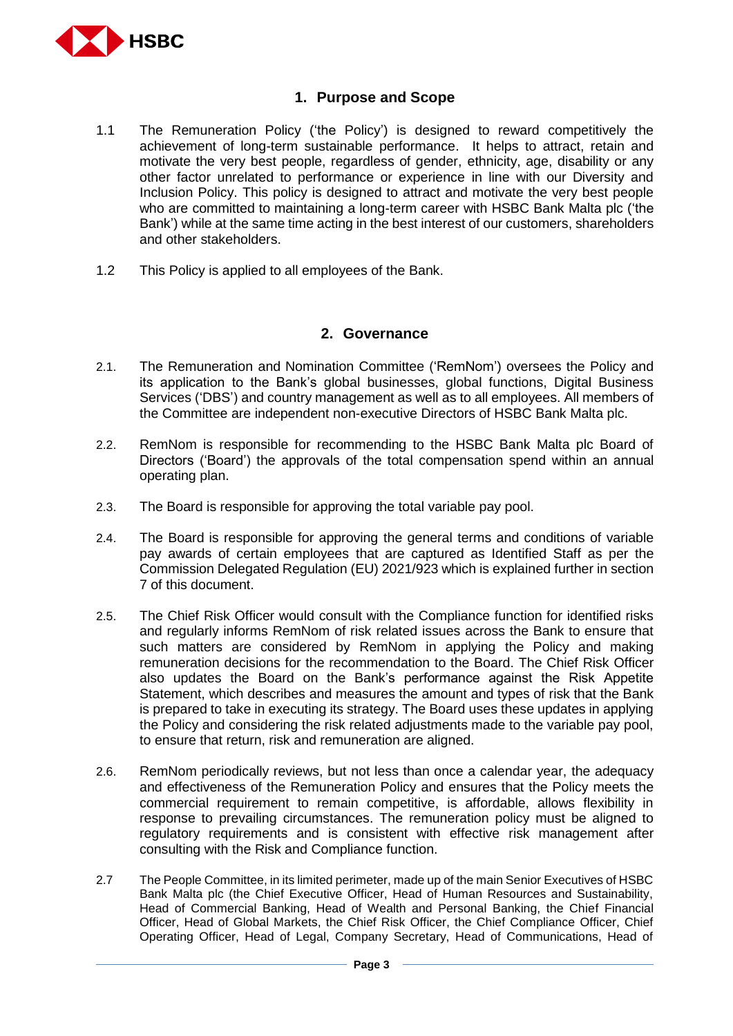## 1. Purpose and Scope

1.1 The Remuneration Policy ('the Policy') is designed to reward competitively the achievement of long-term sustainable performance. It helps to attract, retain and motivate the very best people, regardless of gender, ethnicity, age, disability or any other factor unrelated to performance or experience in line with our Diversity and Inclusion Policy. This policy is designed to attract and motivate the very best people who are committed to maintaining a long-term career with HSBC Bank Malta plc ('the Bank') while at the same time acting in the best interest of our customers, shareholders and other stakeholders.

1.2 This Policy is applied to all employees of the Bank.

## 2. Governance

2.1. The Remuneration and Nomination Committee ('RemNom') oversees the Policy and its application to the Bank's global businesses, global functions, Digital Business Services ('DBS') and country management as well as to all employees. All members of the Committee are independent non-executive Directors of HSBC Bank Malta plc.

2.2. RemNom is responsible for recommending to the HSBC Bank Malta plc Board of Directors ('Board') the approvals of the total compensation spend within an annual operating plan.

2.3. The Board is responsible for approving the total variable pay pool.

2.4. The Board is responsible for approving the general terms and conditions of variable pay awards of certain employees that are captured as Identified Staff as per the Commission Delegated Regulation (EU) 2021/923 which is explained further in section 7 of this document.

2.5. The Chief Risk Officer would consult with the Compliance function for identified risks and regularly informs RemNom of risk related issues across the Bank to ensure that such matters are considered by RemNom in applying the Policy and making remuneration decisions for the recommendation to the Board. The Chief Risk Officer also updates the Board on the Bank's performance against the Risk Appetite Statement, which describes and measures the amount and types of risk that the Bank is prepared to take in executing its strategy. The Board uses these updates in applying the Policy and considering the risk related adjustments made to the variable pay pool, to ensure that return, risk and remuneration are aligned.

2.6. RemNom periodically reviews, but not less than once a calendar year, the adequacy and effectiveness of the Remuneration Policy and ensures that the Policy meets the commercial requirement to remain competitive, is affordable, allows flexibility in response to prevailing circumstances. The remuneration policy must be aligned to regulatory requirements and is consistent with effective risk management after consulting with the Risk and Compliance function.

2.7 The People Committee, in its limited perimeter, made up of the main Senior Executives of HSBC Bank Malta plc (the Chief Executive Officer, Head of Human Resources and Sustainability, Head of Commercial Banking, Head of Wealth and Personal Banking, the Chief Financial Officer, Head of Global Markets, the Chief Risk Officer, the Chief Compliance Officer, Chief Operating Officer, Head of Legal, Company Secretary, Head of Communications, Head of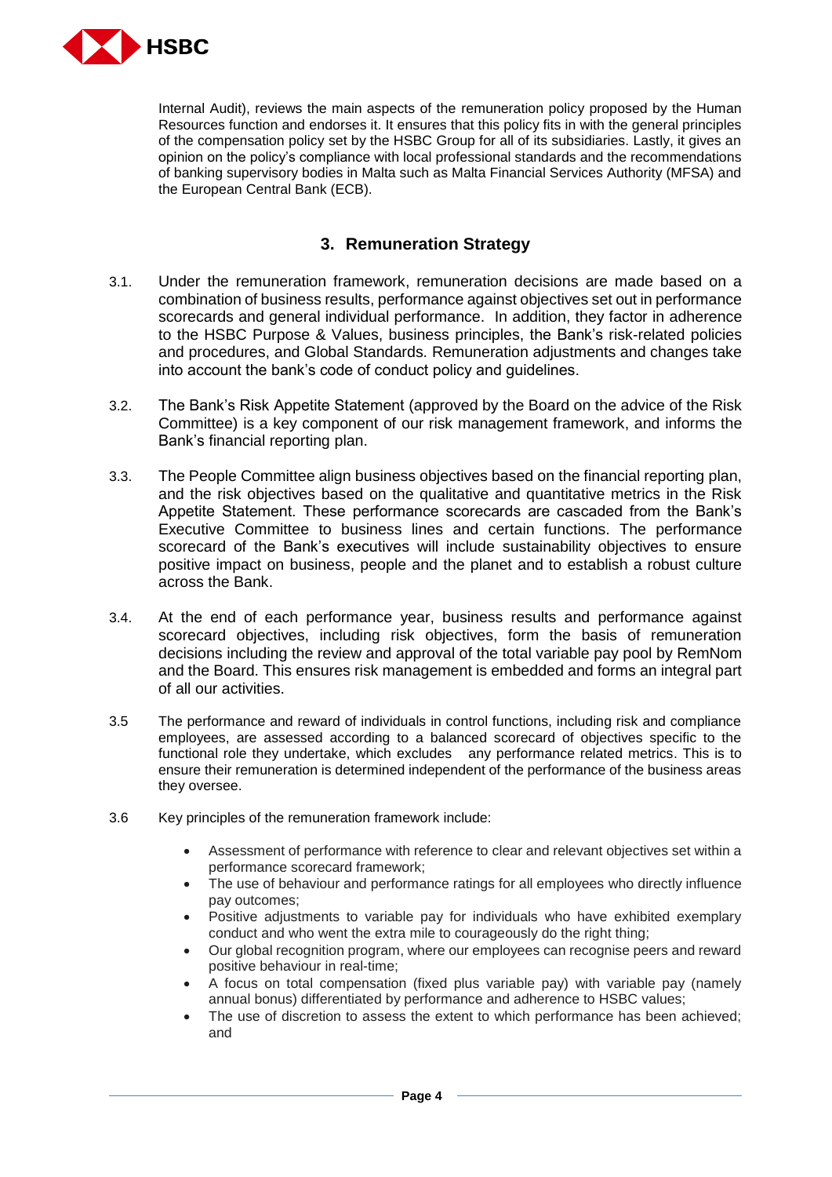Internal Audit), reviews the main aspects of the remuneration policy proposed by the Human Resources function and endorses it. It ensures that this policy fits in with the general principles of the compensation policy set by the HSBC Group for all of its subsidiaries. Lastly, it gives an opinion on the policy's compliance with local professional standards and the recommendations of banking supervisory bodies in Malta such as Malta Financial Services Authority (MFSA) and the European Central Bank (ECB).

## 3. Remuneration Strategy

3.1. Under the remuneration framework, remuneration decisions are made based on a combination of business results, performance against objectives set out in performance scorecards and general individual performance. In addition, they factor in adherence to the HSBC Purpose & Values, business principles, the Bank's risk-related policies and procedures, and Global Standards. Remuneration adjustments and changes take into account the bank's code of conduct policy and guidelines.

3.2. The Bank's Risk Appetite Statement (approved by the Board on the advice of the Risk Committee) is a key component of our risk management framework, and informs the Bank's financial reporting plan.

3.3. The People Committee align business objectives based on the financial reporting plan, and the risk objectives based on the qualitative and quantitative metrics in the Risk Appetite Statement. These performance scorecards are cascaded from the Bank's Executive Committee to business lines and certain functions. The performance scorecard of the Bank's executives will include sustainability objectives to ensure positive impact on business, people and the planet and to establish a robust culture across the Bank.

3.4. At the end of each performance year, business results and performance against scorecard objectives, including risk objectives, form the basis of remuneration decisions including the review and approval of the total variable pay pool by RemNom and the Board. This ensures risk management is embedded and forms an integral part of all our activities.

3.5 The performance and reward of individuals in control functions, including risk and compliance employees, are assessed according to a balanced scorecard of objectives specific to the functional role they undertake, which excludes any performance related metrics. This is to ensure their remuneration is determined independent of the performance of the business areas they oversee.

3.6 Key principles of the remuneration framework include:

- Assessment of performance with reference to clear and relevant objectives set within a performance scorecard framework;
- The use of behaviour and performance ratings for all employees who directly influence pay outcomes;
- Positive adjustments to variable pay for individuals who have exhibited exemplary conduct and who went the extra mile to courageously do the right thing;
- Our global recognition program, where our employees can recognise peers and reward positive behaviour in real-time;
- A focus on total compensation (fixed plus variable pay) with variable pay (namely annual bonus) differentiated by performance and adherence to HSBC values;
- The use of discretion to assess the extent to which performance has been achieved; and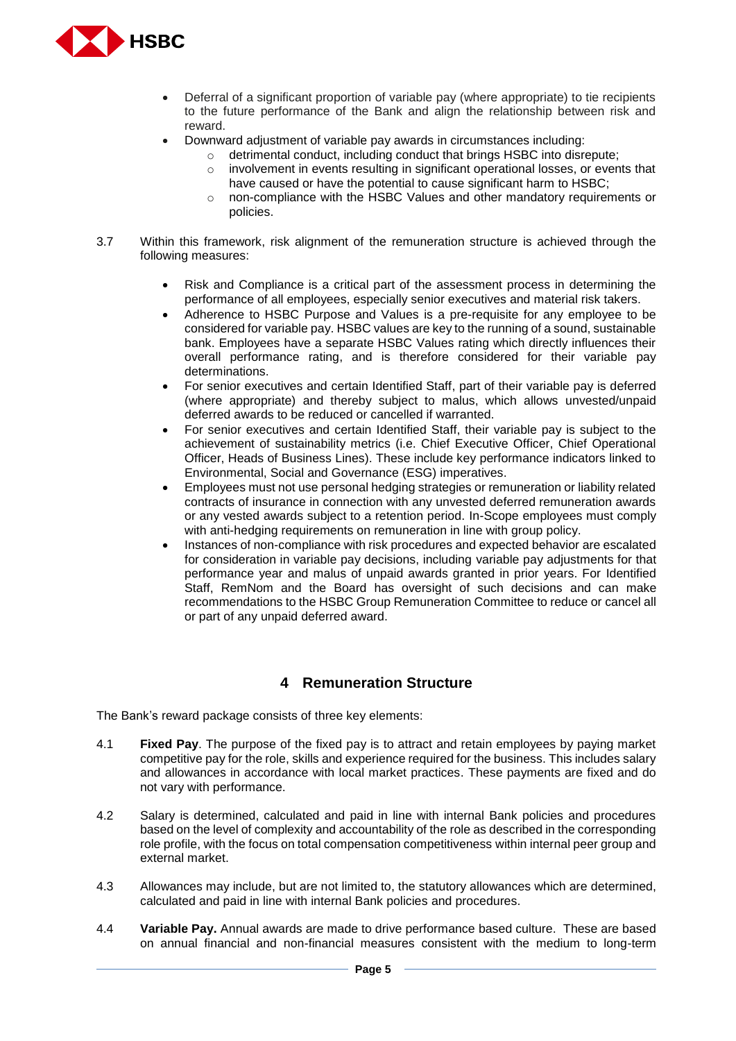- Deferral of a significant proportion of variable pay (where appropriate) to tie recipients to the future performance of the Bank and align the relationship between risk and reward.
- Downward adjustment of variable pay awards in circumstances including:
    - detrimental conduct, including conduct that brings HSBC into disrepute;
    - involvement in events resulting in significant operational losses, or events that have caused or have the potential to cause significant harm to HSBC;
    - non-compliance with the HSBC Values and other mandatory requirements or policies.

3.7 Within this framework, risk alignment of the remuneration structure is achieved through the following measures:

- Risk and Compliance is a critical part of the assessment process in determining the performance of all employees, especially senior executives and material risk takers.
- Adherence to HSBC Purpose and Values is a pre-requisite for any employee to be considered for variable pay. HSBC values are key to the running of a sound, sustainable bank. Employees have a separate HSBC Values rating which directly influences their overall performance rating, and is therefore considered for their variable pay determinations.
- For senior executives and certain Identified Staff, part of their variable pay is deferred (where appropriate) and thereby subject to malus, which allows unvested/unpaid deferred awards to be reduced or cancelled if warranted.
- For senior executives and certain Identified Staff, their variable pay is subject to the achievement of sustainability metrics (i.e. Chief Executive Officer, Chief Operational Officer, Heads of Business Lines). These include key performance indicators linked to Environmental, Social and Governance (ESG) imperatives.
- Employees must not use personal hedging strategies or remuneration or liability related contracts of insurance in connection with any unvested deferred remuneration awards or any vested awards subject to a retention period. In-Scope employees must comply with anti-hedging requirements on remuneration in line with group policy.
- Instances of non-compliance with risk procedures and expected behavior are escalated for consideration in variable pay decisions, including variable pay adjustments for that performance year and malus of unpaid awards granted in prior years. For Identified Staff, RemNom and the Board has oversight of such decisions and can make recommendations to the HSBC Group Remuneration Committee to reduce or cancel all or part of any unpaid deferred award.

## 4 Remuneration Structure

The Bank's reward package consists of three key elements:

4.1 **Fixed Pay**. The purpose of the fixed pay is to attract and retain employees by paying market competitive pay for the role, skills and experience required for the business. This includes salary and allowances in accordance with local market practices. These payments are fixed and do not vary with performance.

4.2 Salary is determined, calculated and paid in line with internal Bank policies and procedures based on the level of complexity and accountability of the role as described in the corresponding role profile, with the focus on total compensation competitiveness within internal peer group and external market.

4.3 Allowances may include, but are not limited to, the statutory allowances which are determined, calculated and paid in line with internal Bank policies and procedures.

4.4 **Variable Pay.** Annual awards are made to drive performance based culture. These are based on annual financial and non-financial measures consistent with the medium to long-term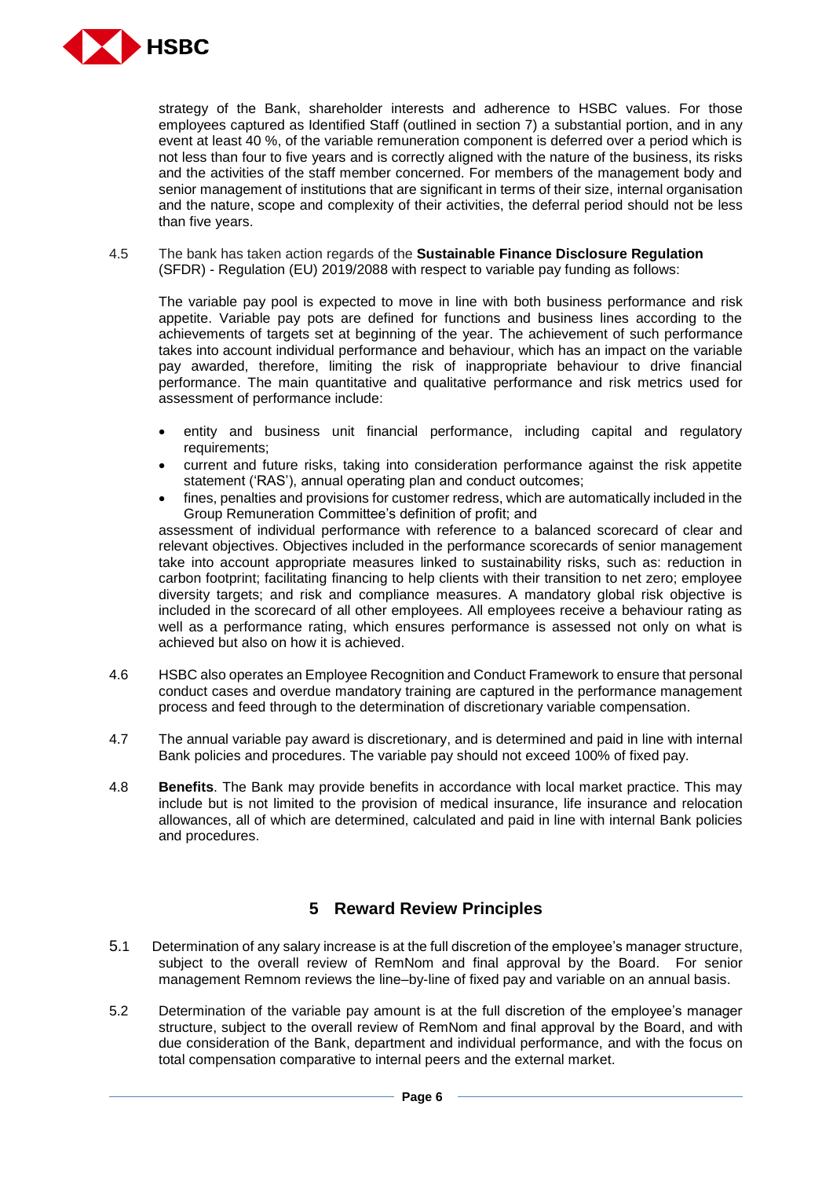strategy of the Bank, shareholder interests and adherence to HSBC values. For those employees captured as Identified Staff (outlined in section 7) a substantial portion, and in any event at least 40 %, of the variable remuneration component is deferred over a period which is not less than four to five years and is correctly aligned with the nature of the business, its risks and the activities of the staff member concerned. For members of the management body and senior management of institutions that are significant in terms of their size, internal organisation and the nature, scope and complexity of their activities, the deferral period should not be less than five years.

4.5 The bank has taken action regards of the **Sustainable Finance Disclosure Regulation** (SFDR) - Regulation (EU) 2019/2088 with respect to variable pay funding as follows:

The variable pay pool is expected to move in line with both business performance and risk appetite. Variable pay pots are defined for functions and business lines according to the achievements of targets set at beginning of the year. The achievement of such performance takes into account individual performance and behaviour, which has an impact on the variable pay awarded, therefore, limiting the risk of inappropriate behaviour to drive financial performance. The main quantitative and qualitative performance and risk metrics used for assessment of performance include:

- entity and business unit financial performance, including capital and regulatory requirements;
- current and future risks, taking into consideration performance against the risk appetite statement ('RAS'), annual operating plan and conduct outcomes;
- fines, penalties and provisions for customer redress, which are automatically included in the Group Remuneration Committee's definition of profit; and

assessment of individual performance with reference to a balanced scorecard of clear and relevant objectives. Objectives included in the performance scorecards of senior management take into account appropriate measures linked to sustainability risks, such as: reduction in carbon footprint; facilitating financing to help clients with their transition to net zero; employee diversity targets; and risk and compliance measures. A mandatory global risk objective is included in the scorecard of all other employees. All employees receive a behaviour rating as well as a performance rating, which ensures performance is assessed not only on what is achieved but also on how it is achieved.

4.6 HSBC also operates an Employee Recognition and Conduct Framework to ensure that personal conduct cases and overdue mandatory training are captured in the performance management process and feed through to the determination of discretionary variable compensation.

4.7 The annual variable pay award is discretionary, and is determined and paid in line with internal Bank policies and procedures. The variable pay should not exceed 100% of fixed pay.

4.8 **Benefits**. The Bank may provide benefits in accordance with local market practice. This may include but is not limited to the provision of medical insurance, life insurance and relocation allowances, all of which are determined, calculated and paid in line with internal Bank policies and procedures.

## 5 Reward Review Principles

5.1 Determination of any salary increase is at the full discretion of the employee's manager structure, subject to the overall review of RemNom and final approval by the Board. For senior management Remnom reviews the line–by-line of fixed pay and variable on an annual basis.

5.2 Determination of the variable pay amount is at the full discretion of the employee's manager structure, subject to the overall review of RemNom and final approval by the Board, and with due consideration of the Bank, department and individual performance, and with the focus on total compensation comparative to internal peers and the external market.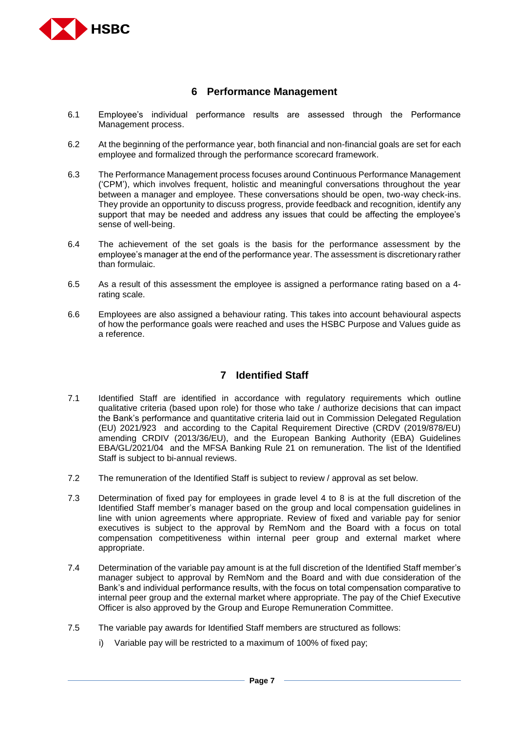## 6 Performance Management

6.1 Employee's individual performance results are assessed through the Performance Management process.

6.2 At the beginning of the performance year, both financial and non-financial goals are set for each employee and formalized through the performance scorecard framework.

6.3 The Performance Management process focuses around Continuous Performance Management ('CPM'), which involves frequent, holistic and meaningful conversations throughout the year between a manager and employee. These conversations should be open, two-way check-ins. They provide an opportunity to discuss progress, provide feedback and recognition, identify any support that may be needed and address any issues that could be affecting the employee's sense of well-being.

6.4 The achievement of the set goals is the basis for the performance assessment by the employee's manager at the end of the performance year. The assessment is discretionary rather than formulaic.

6.5 As a result of this assessment the employee is assigned a performance rating based on a 4-rating scale.

6.6 Employees are also assigned a behaviour rating. This takes into account behavioural aspects of how the performance goals were reached and uses the HSBC Purpose and Values guide as a reference.

## 7 Identified Staff

7.1 Identified Staff are identified in accordance with regulatory requirements which outline qualitative criteria (based upon role) for those who take / authorize decisions that can impact the Bank's performance and quantitative criteria laid out in Commission Delegated Regulation (EU) 2021/923 and according to the Capital Requirement Directive (CRDV (2019/878/EU) amending CRDIV (2013/36/EU), and the European Banking Authority (EBA) Guidelines EBA/GL/2021/04 and the MFSA Banking Rule 21 on remuneration. The list of the Identified Staff is subject to bi-annual reviews.

7.2 The remuneration of the Identified Staff is subject to review / approval as set below.

7.3 Determination of fixed pay for employees in grade level 4 to 8 is at the full discretion of the Identified Staff member's manager based on the group and local compensation guidelines in line with union agreements where appropriate. Review of fixed and variable pay for senior executives is subject to the approval by RemNom and the Board with a focus on total compensation competitiveness within internal peer group and external market where appropriate.

7.4 Determination of the variable pay amount is at the full discretion of the Identified Staff member's manager subject to approval by RemNom and the Board and with due consideration of the Bank's and individual performance results, with the focus on total compensation comparative to internal peer group and the external market where appropriate. The pay of the Chief Executive Officer is also approved by the Group and Europe Remuneration Committee.

7.5 The variable pay awards for Identified Staff members are structured as follows:

i) Variable pay will be restricted to a maximum of 100% of fixed pay;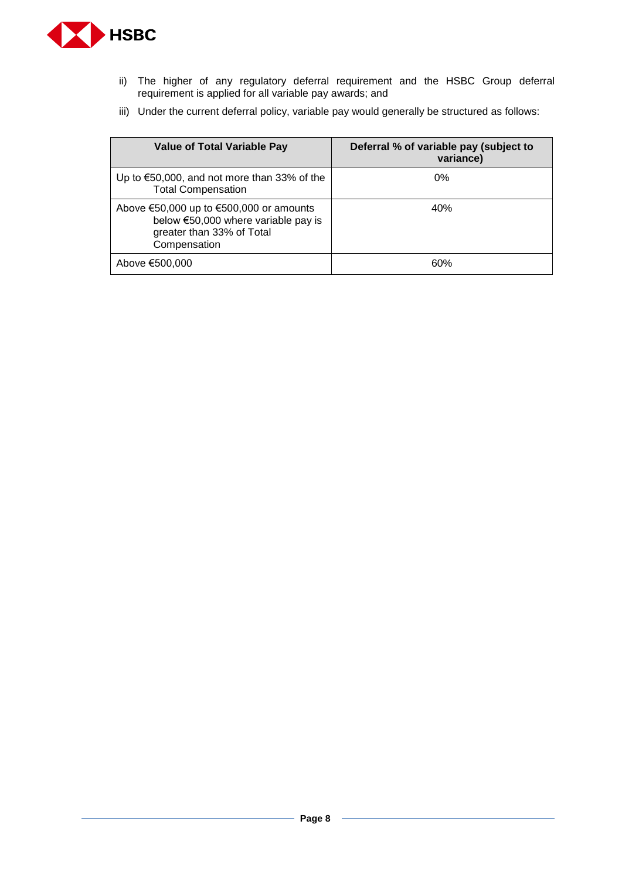ii) The higher of any regulatory deferral requirement and the HSBC Group deferral requirement is applied for all variable pay awards; and

iii) Under the current deferral policy, variable pay would generally be structured as follows:

| Value of Total Variable Pay | Deferral % of variable pay (subject to variance) |
|---|---|
| Up to €50,000, and not more than 33% of the Total Compensation | 0% |
| Above €50,000 up to €500,000 or amounts below €50,000 where variable pay is greater than 33% of Total Compensation | 40% |
| Above €500,000 | 60% |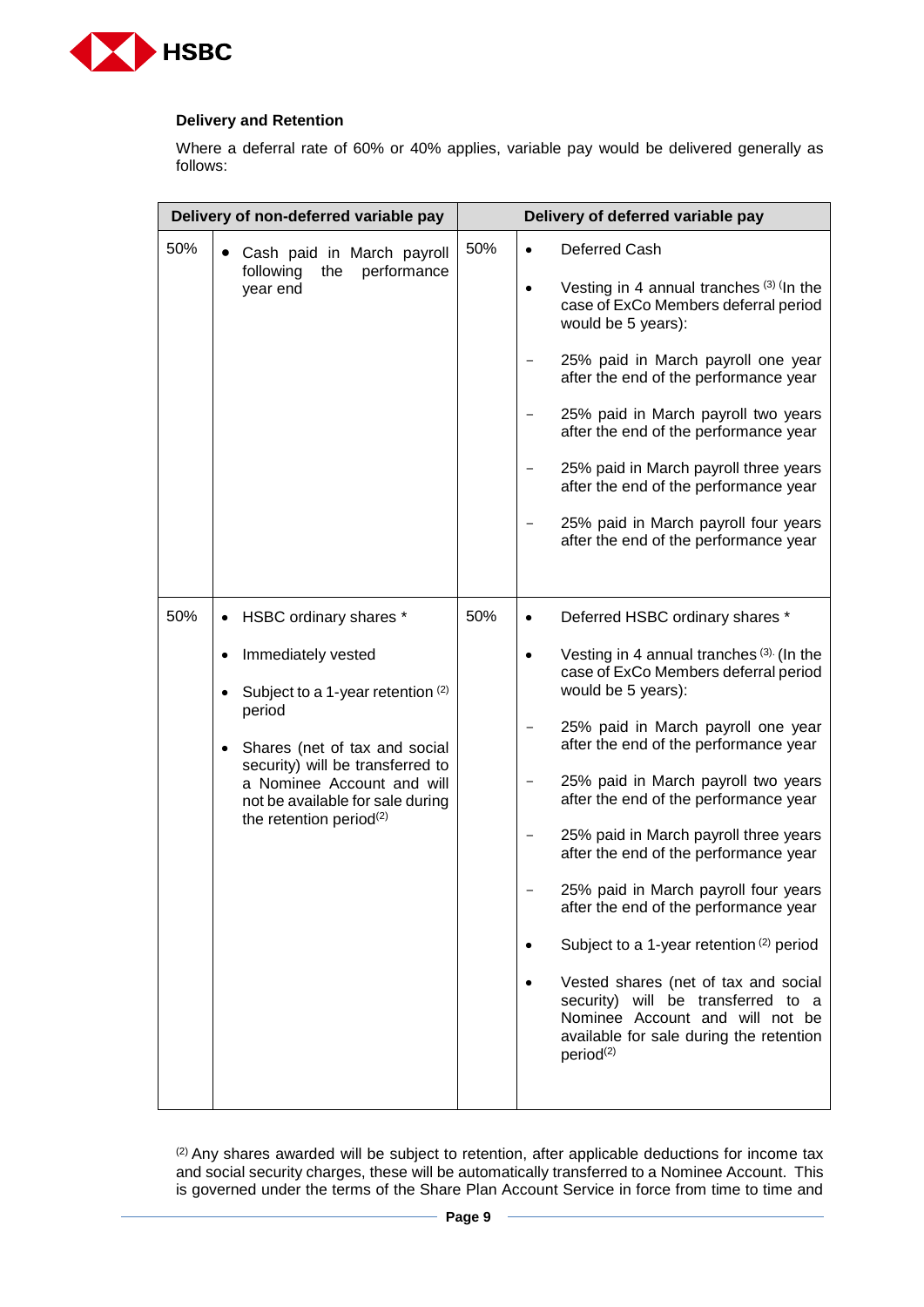**Delivery and Retention**

Where a deferral rate of 60% or 40% applies, variable pay would be delivered generally as follows:

| Delivery of non-deferred variable pay | | Delivery of deferred variable pay | |
|---|---|---|---|
| 50% | • Cash paid in March payroll following the performance year end | 50% | • Deferred Cash<br>• Vesting in 4 annual tranches [3] (In the case of ExCo Members deferral period would be 5 years):<br>– 25% paid in March payroll one year after the end of the performance year<br>– 25% paid in March payroll two years after the end of the performance year<br>– 25% paid in March payroll three years after the end of the performance year<br>– 25% paid in March payroll four years after the end of the performance year |
| 50% | • HSBC ordinary shares *<br>• Immediately vested<br>• Subject to a 1-year retention [2] period<br>• Shares (net of tax and social security) will be transferred to a Nominee Account and will not be available for sale during the retention period[2] | 50% | • Deferred HSBC ordinary shares *<br>• Vesting in 4 annual tranches [3]. (In the case of ExCo Members deferral period would be 5 years):<br>– 25% paid in March payroll one year after the end of the performance year<br>– 25% paid in March payroll two years after the end of the performance year<br>– 25% paid in March payroll three years after the end of the performance year<br>– 25% paid in March payroll four years after the end of the performance year<br>• Subject to a 1-year retention [2] period<br>• Vested shares (net of tax and social security) will be transferred to a Nominee Account and will not be available for sale during the retention period[2] |

[2] Any shares awarded will be subject to retention, after applicable deductions for income tax and social security charges, these will be automatically transferred to a Nominee Account. This is governed under the terms of the Share Plan Account Service in force from time to time and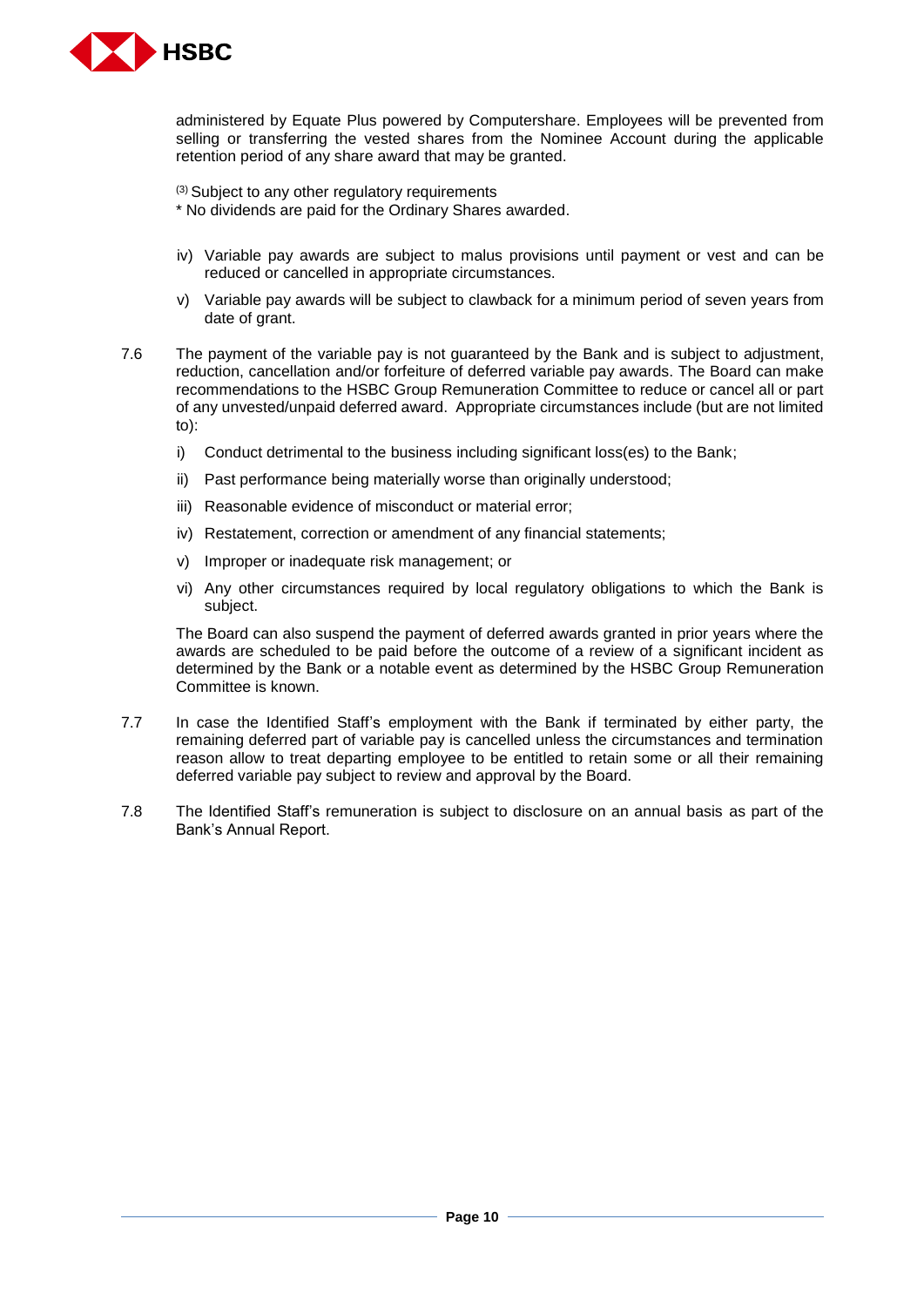administered by Equate Plus powered by Computershare. Employees will be prevented from selling or transferring the vested shares from the Nominee Account during the applicable retention period of any share award that may be granted.

[3] Subject to any other regulatory requirements

* No dividends are paid for the Ordinary Shares awarded.

iv) Variable pay awards are subject to malus provisions until payment or vest and can be reduced or cancelled in appropriate circumstances.

v) Variable pay awards will be subject to clawback for a minimum period of seven years from date of grant.

7.6 The payment of the variable pay is not guaranteed by the Bank and is subject to adjustment, reduction, cancellation and/or forfeiture of deferred variable pay awards. The Board can make recommendations to the HSBC Group Remuneration Committee to reduce or cancel all or part of any unvested/unpaid deferred award. Appropriate circumstances include (but are not limited to):

i) Conduct detrimental to the business including significant loss(es) to the Bank;

ii) Past performance being materially worse than originally understood;

iii) Reasonable evidence of misconduct or material error;

iv) Restatement, correction or amendment of any financial statements;

v) Improper or inadequate risk management; or

vi) Any other circumstances required by local regulatory obligations to which the Bank is subject.

The Board can also suspend the payment of deferred awards granted in prior years where the awards are scheduled to be paid before the outcome of a review of a significant incident as determined by the Bank or a notable event as determined by the HSBC Group Remuneration Committee is known.

7.7 In case the Identified Staff's employment with the Bank if terminated by either party, the remaining deferred part of variable pay is cancelled unless the circumstances and termination reason allow to treat departing employee to be entitled to retain some or all their remaining deferred variable pay subject to review and approval by the Board.

7.8 The Identified Staff's remuneration is subject to disclosure on an annual basis as part of the Bank's Annual Report.